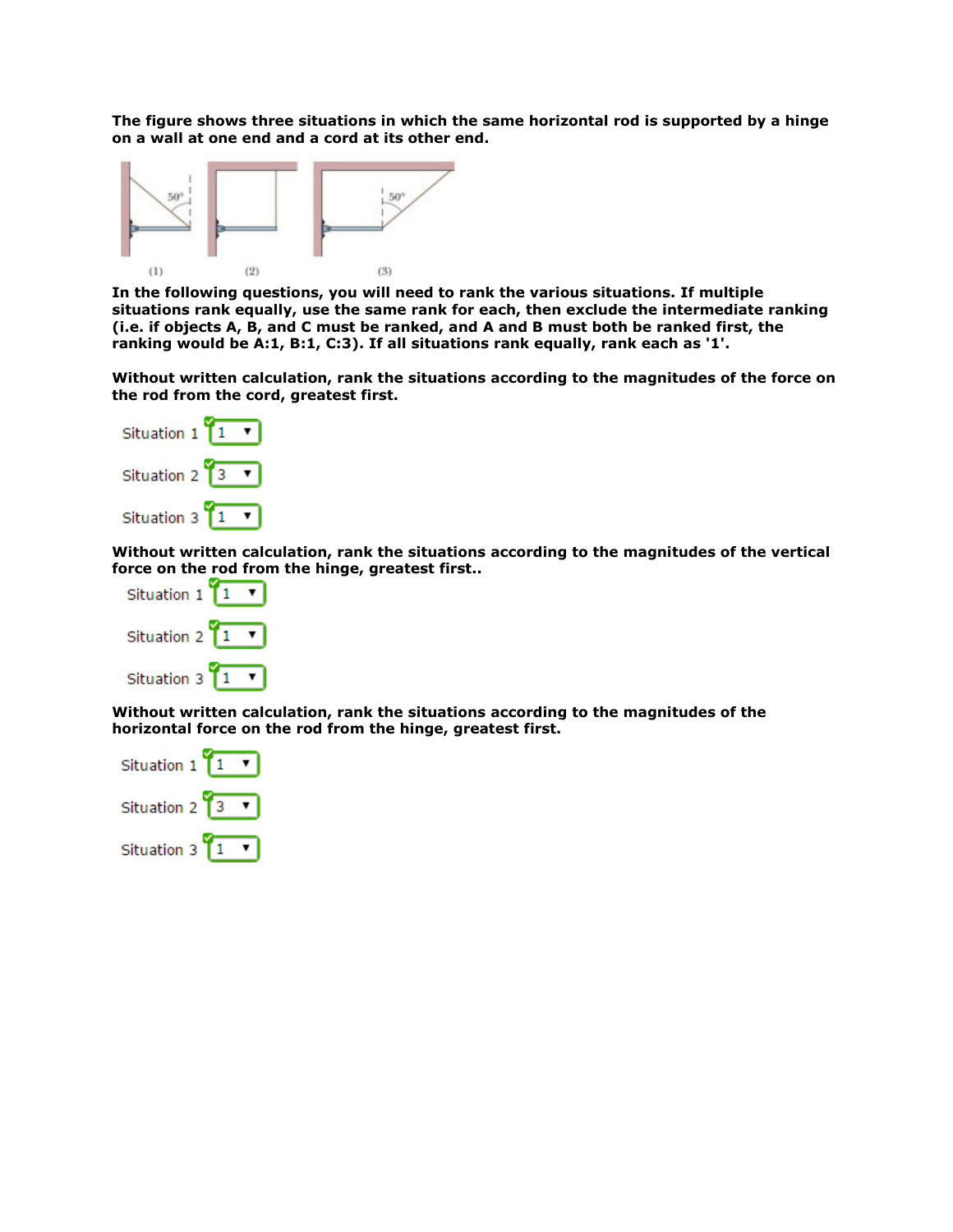**The figure shows three situations in which the same horizontal rod is supported by a hinge on a wall at one end and a cord at its other end.**

50° 50°

(1) (2) (3)

**In the following questions, you will need to rank the various situations. If multiple situations rank equally, use the same rank for each, then exclude the intermediate ranking (i.e. if objects A, B, and C must be ranked, and A and B must both be ranked first, the ranking would be A:1, B:1, C:3). If all situations rank equally, rank each as '1'.**

**Without written calculation, rank the situations according to the magnitudes of the force on the rod from the cord, greatest first.**

Situation 1: 1

Situation 2: 3

Situation 3: 1

**Without written calculation, rank the situations according to the magnitudes of the vertical force on the rod from the hinge, greatest first..**

Situation 1: 1

Situation 2: 1

Situation 3: 1

**Without written calculation, rank the situations according to the magnitudes of the horizontal force on the rod from the hinge, greatest first.**

Situation 1: 1

Situation 2: 3

Situation 3: 1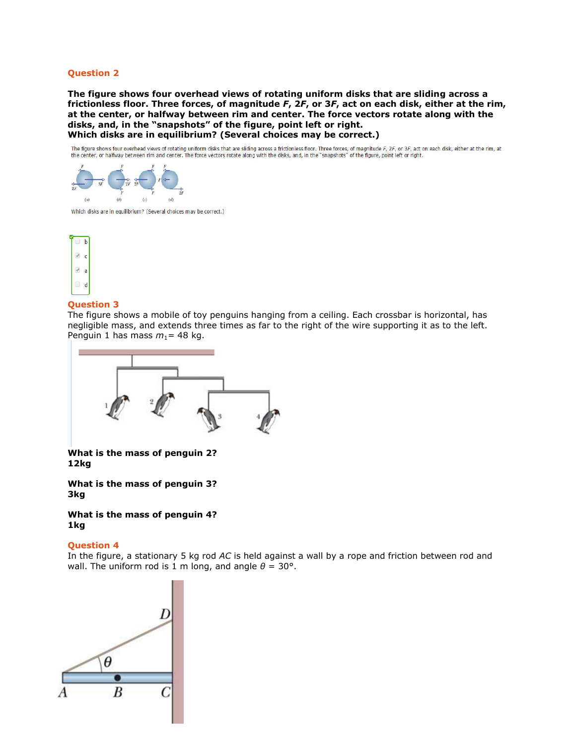## Question 2

**The figure shows four overhead views of rotating uniform disks that are sliding across a frictionless floor. Three forces, of magnitude *F*, 2*F*, or 3*F*, act on each disk, either at the rim, at the center, or halfway between rim and center. The force vectors rotate along with the disks, and, in the "snapshots" of the figure, point left or right.**
**Which disks are in equilibrium? (Several choices may be correct.)**

The figure shows four overhead views of rotating uniform disks that are sliding across a frictionless floor. Three forces, of magnitude *F*, 2*F*, or 3*F*, act on each disk, either at the rim, at the center, or halfway between rim and center. The force vectors rotate along with the disks, and, in the "snapshots" of the figure, point left or right.

Which disks are in equilibrium? (Several choices may be correct.)

- [ ] b
- [x] c
- [x] a
- [ ] d

## Question 3

The figure shows a mobile of toy penguins hanging from a ceiling. Each crossbar is horizontal, has negligible mass, and extends three times as far to the right of the wire supporting it as to the left. Penguin 1 has mass $m_1 = 48$ kg.

**What is the mass of penguin 2?**
**12kg**

**What is the mass of penguin 3?**
**3kg**

**What is the mass of penguin 4?**
**1kg**

## Question 4

In the figure, a stationary 5 kg rod *AC* is held against a wall by a rope and friction between rod and wall. The uniform rod is 1 m long, and angle $\theta = 30°$.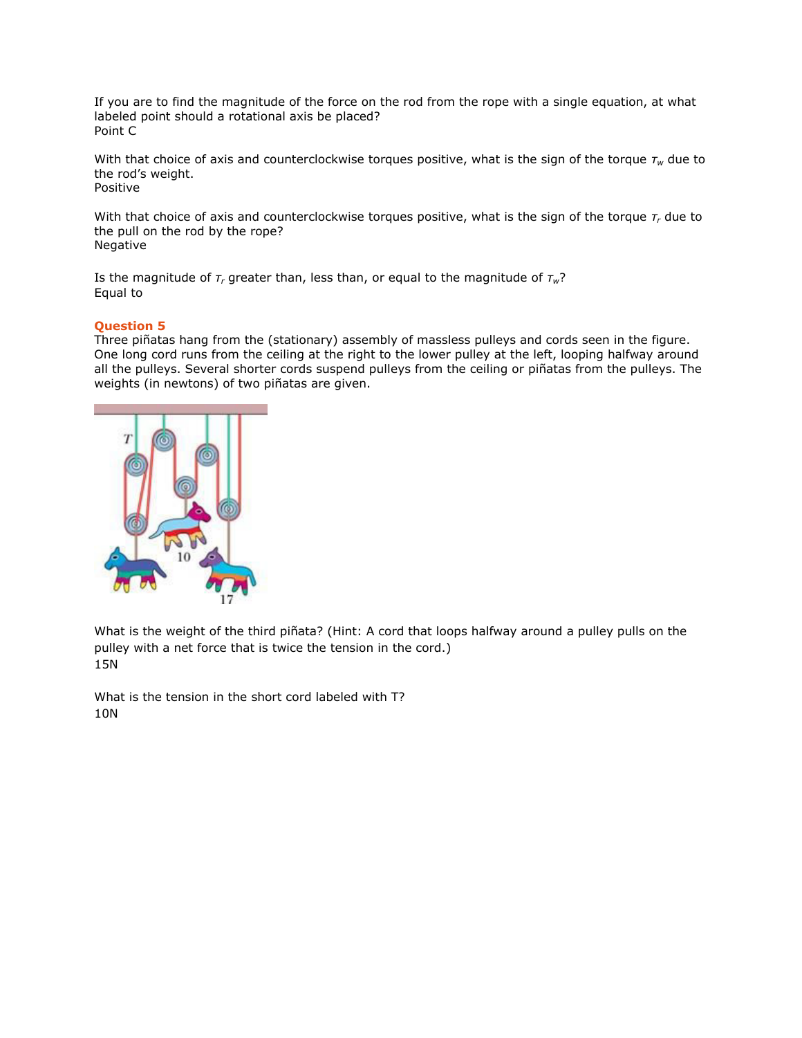If you are to find the magnitude of the force on the rod from the rope with a single equation, at what labeled point should a rotational axis be placed?
Point C

With that choice of axis and counterclockwise torques positive, what is the sign of the torque $\tau_w$ due to the rod's weight.
Positive

With that choice of axis and counterclockwise torques positive, what is the sign of the torque $\tau_r$ due to the pull on the rod by the rope?
Negative

Is the magnitude of $\tau_r$ greater than, less than, or equal to the magnitude of $\tau_w$?
Equal to

### Question 5

Three piñatas hang from the (stationary) assembly of massless pulleys and cords seen in the figure. One long cord runs from the ceiling at the right to the lower pulley at the left, looping halfway around all the pulleys. Several shorter cords suspend pulleys from the ceiling or piñatas from the pulleys. The weights (in newtons) of two piñatas are given.

T

10

17

What is the weight of the third piñata? (Hint: A cord that loops halfway around a pulley pulls on the pulley with a net force that is twice the tension in the cord.)
15N

What is the tension in the short cord labeled with T?
10N